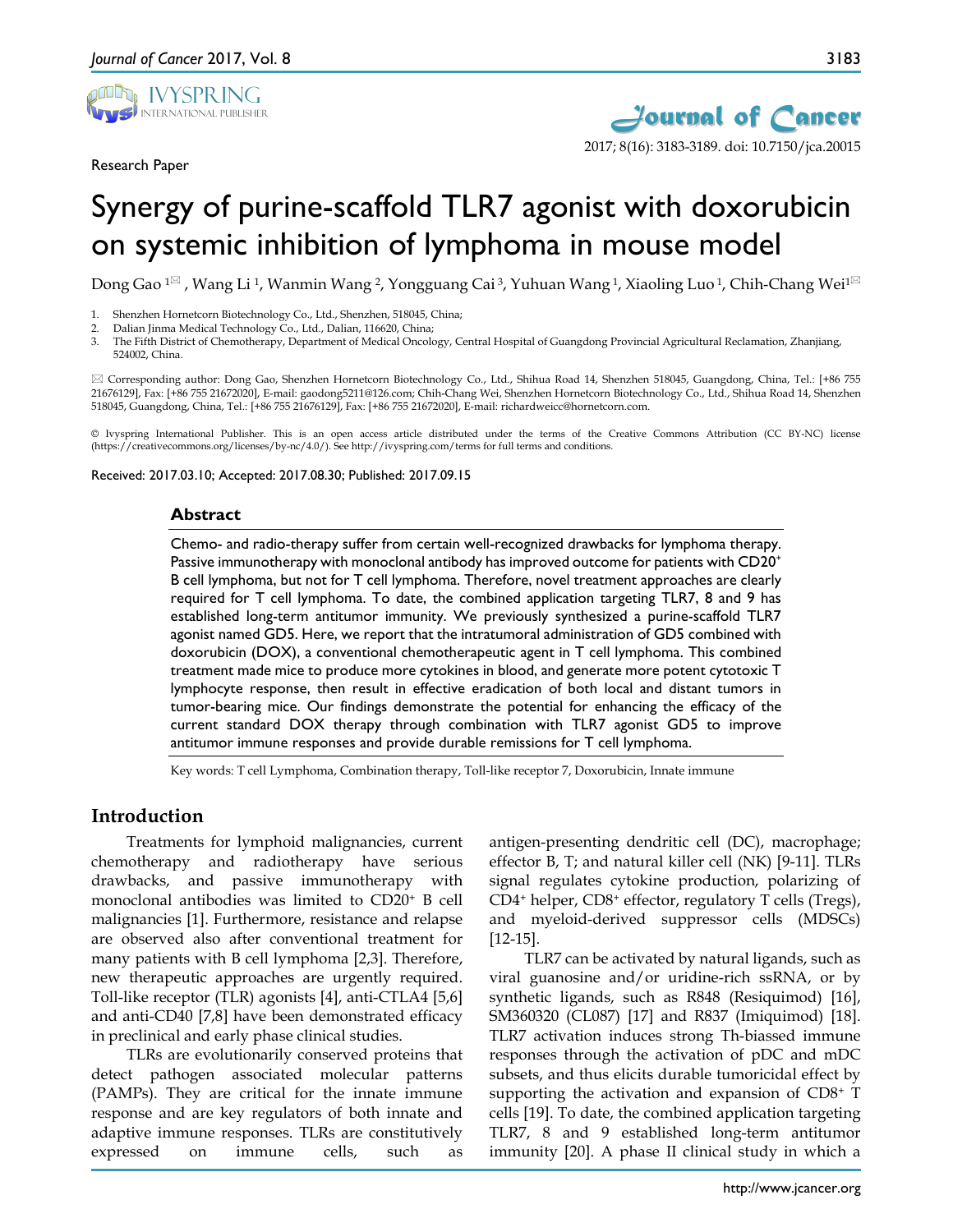Research Paper

# Synergy of purine-scaffold TLR7 agonist with doxorubicin on systemic inhibition of lymphoma in mouse model

Dong Gao [1✉], Wang Li [1], Wanmin Wang [2], Yongguang Cai [3], Yuhuan Wang [1], Xiaoling Luo [1], Chih-Chang Wei[1✉]

1. Shenzhen Hornetcorn Biotechnology Co., Ltd., Shenzhen, 518045, China;
2. Dalian Jinma Medical Technology Co., Ltd., Dalian, 116620, China;
3. The Fifth District of Chemotherapy, Department of Medical Oncology, Central Hospital of Guangdong Provincial Agricultural Reclamation, Zhanjiang, 524002, China.

✉ Corresponding author: Dong Gao, Shenzhen Hornetcorn Biotechnology Co., Ltd., Shihua Road 14, Shenzhen 518045, Guangdong, China, Tel.: [+86 755 21676129], Fax: [+86 755 21672020], E-mail: gaodong5211@126.com; Chih-Chang Wei, Shenzhen Hornetcorn Biotechnology Co., Ltd., Shihua Road 14, Shenzhen 518045, Guangdong, China, Tel.: [+86 755 21676129], Fax: [+86 755 21672020], E-mail: richardweicc@hornetcorn.com.

© Ivyspring International Publisher. This is an open access article distributed under the terms of the Creative Commons Attribution (CC BY-NC) license (https://creativecommons.org/licenses/by-nc/4.0/). See http://ivyspring.com/terms for full terms and conditions.

Received: 2017.03.10; Accepted: 2017.08.30; Published: 2017.09.15

## Abstract

Chemo- and radio-therapy suffer from certain well-recognized drawbacks for lymphoma therapy. Passive immunotherapy with monoclonal antibody has improved outcome for patients with $CD20^+$ B cell lymphoma, but not for T cell lymphoma. Therefore, novel treatment approaches are clearly required for T cell lymphoma. To date, the combined application targeting TLR7, 8 and 9 has established long-term antitumor immunity. We previously synthesized a purine-scaffold TLR7 agonist named GD5. Here, we report that the intratumoral administration of GD5 combined with doxorubicin (DOX), a conventional chemotherapeutic agent in T cell lymphoma. This combined treatment made mice to produce more cytokines in blood, and generate more potent cytotoxic T lymphocyte response, then result in effective eradication of both local and distant tumors in tumor-bearing mice. Our findings demonstrate the potential for enhancing the efficacy of the current standard DOX therapy through combination with TLR7 agonist GD5 to improve antitumor immune responses and provide durable remissions for T cell lymphoma.

Key words: T cell Lymphoma, Combination therapy, Toll-like receptor 7, Doxorubicin, Innate immune

## Introduction

Treatments for lymphoid malignancies, current chemotherapy and radiotherapy have serious drawbacks, and passive immunotherapy with monoclonal antibodies was limited to $CD20^+$ B cell malignancies [1]. Furthermore, resistance and relapse are observed also after conventional treatment for many patients with B cell lymphoma [2,3]. Therefore, new therapeutic approaches are urgently required. Toll-like receptor (TLR) agonists [4], anti-CTLA4 [5,6] and anti-CD40 [7,8] have been demonstrated efficacy in preclinical and early phase clinical studies.

TLRs are evolutionarily conserved proteins that detect pathogen associated molecular patterns (PAMPs). They are critical for the innate immune response and are key regulators of both innate and adaptive immune responses. TLRs are constitutively expressed on immune cells, such as antigen-presenting dendritic cell (DC), macrophage; effector B, T; and natural killer cell (NK) [9-11]. TLRs signal regulates cytokine production, polarizing of $CD4^+$ helper, $CD8^+$ effector, regulatory T cells (Tregs), and myeloid-derived suppressor cells (MDSCs) [12-15].

TLR7 can be activated by natural ligands, such as viral guanosine and/or uridine-rich ssRNA, or by synthetic ligands, such as R848 (Resiquimod) [16], SM360320 (CL087) [17] and R837 (Imiquimod) [18]. TLR7 activation induces strong Th-biassed immune responses through the activation of pDC and mDC subsets, and thus elicits durable tumoricidal effect by supporting the activation and expansion of $CD8^+$ T cells [19]. To date, the combined application targeting TLR7, 8 and 9 established long-term antitumor immunity [20]. A phase II clinical study in which a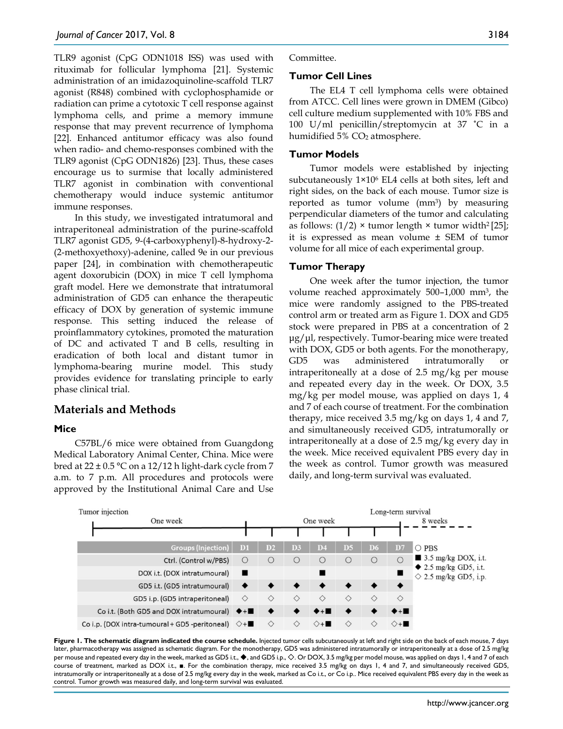TLR9 agonist (CpG ODN1018 ISS) was used with rituximab for follicular lymphoma [21]. Systemic administration of an imidazoquinoline-scaffold TLR7 agonist (R848) combined with cyclophosphamide or radiation can prime a cytotoxic T cell response against lymphoma cells, and prime a memory immune response that may prevent recurrence of lymphoma [22]. Enhanced antitumor efficacy was also found when radio- and chemo-responses combined with the TLR9 agonist (CpG ODN1826) [23]. Thus, these cases encourage us to surmise that locally administered TLR7 agonist in combination with conventional chemotherapy would induce systemic antitumor immune responses.

In this study, we investigated intratumoral and intraperitoneal administration of the purine-scaffold TLR7 agonist GD5, 9-(4-carboxyphenyl)-8-hydroxy-2-(2-methoxyethoxy)-adenine, called 9e in our previous paper [24], in combination with chemotherapeutic agent doxorubicin (DOX) in mice T cell lymphoma graft model. Here we demonstrate that intratumoral administration of GD5 can enhance the therapeutic efficacy of DOX by generation of systemic immune response. This setting induced the release of proinflammatory cytokines, promoted the maturation of DC and activated T and B cells, resulting in eradication of both local and distant tumor in lymphoma-bearing murine model. This study provides evidence for translating principle to early phase clinical trial.

## Materials and Methods

### Mice

C57BL/6 mice were obtained from Guangdong Medical Laboratory Animal Center, China. Mice were bred at 22 ± 0.5 °C on a 12/12 h light-dark cycle from 7 a.m. to 7 p.m. All procedures and protocols were approved by the Institutional Animal Care and Use Committee.

### Tumor Cell Lines

The EL4 T cell lymphoma cells were obtained from ATCC. Cell lines were grown in DMEM (Gibco) cell culture medium supplemented with 10% FBS and 100 U/ml penicillin/streptomycin at 37 ˚C in a humidified 5% $CO_2$ atmosphere.

### Tumor Models

Tumor models were established by injecting subcutaneously $1 \times 10^6$ EL4 cells at both sites, left and right sides, on the back of each mouse. Tumor size is reported as tumor volume ($mm^3$) by measuring perpendicular diameters of the tumor and calculating as follows: $(1/2) \times$ tumor length $\times$ tumor width$^2$ [25]; it is expressed as mean volume ± SEM of tumor volume for all mice of each experimental group.

### Tumor Therapy

One week after the tumor injection, the tumor volume reached approximately 500–1,000 $mm^3$, the mice were randomly assigned to the PBS-treated control arm or treated arm as Figure 1. DOX and GD5 stock were prepared in PBS at a concentration of 2 μg/μl, respectively. Tumor-bearing mice were treated with DOX, GD5 or both agents. For the monotherapy, GD5 was administered intratumorally or intraperitoneally at a dose of 2.5 mg/kg per mouse and repeated every day in the week. Or DOX, 3.5 mg/kg per model mouse, was applied on days 1, 4 and 7 of each course of treatment. For the combination therapy, mice received 3.5 mg/kg on days 1, 4 and 7, and simultaneously received GD5, intratumorally or intraperitoneally at a dose of 2.5 mg/kg every day in the week. Mice received equivalent PBS every day in the week as control. Tumor growth was measured daily, and long-term survival was evaluated.

Tumor injection — One week — One week — Long-term survival: 8 weeks

| Groups (Injection) | D1 | D2 | D3 | D4 | D5 | D6 | D7 |
|---|---|---|---|---|---|---|---|
| Ctrl. (Control w/PBS) | ○ | ○ | ○ | ○ | ○ | ○ | ○ |
| DOX i.t. (DOX intratumoural) | ■ | | | ■ | | | ■ |
| GD5 i.t. (GD5 intratumoural) | ◆ | ◆ | ◆ | ◆ | ◆ | ◆ | ◆ |
| GD5 i.p. (GD5 intraperitoneal) | ◇ | ◇ | ◇ | ◇ | ◇ | ◇ | ◇ |
| Co i.t. (Both GD5 and DOX intratumoural) | ◆+■ | ◆ | ◆ | ◆+■ | ◆ | ◆ | ◆+■ |
| Co i.p. (DOX intra-tumoural + GD5 -peritoneal) | ◇+■ | ◇ | ◇ | ◇+■ | ◇ | ◇ | ◇+■ |

○ PBS
■ 3.5 mg/kg DOX, i.t.
◆ 2.5 mg/kg GD5, i.t.
◇ 2.5 mg/kg GD5, i.p.

**Figure 1. The schematic diagram indicated the course schedule.** Injected tumor cells subcutaneously at left and right side on the back of each mouse, 7 days later, pharmacotherapy was assigned as schematic diagram. For the monotherapy, GD5 was administered intratumorally or intraperitoneally at a dose of 2.5 mg/kg per mouse and repeated every day in the week, marked as GD5 i.t., ◆, and GD5 i.p., ◇. Or DOX, 3.5 mg/kg per model mouse, was applied on days 1, 4 and 7 of each course of treatment, marked as DOX i.t., ■. For the combination therapy, mice received 3.5 mg/kg on days 1, 4 and 7, and simultaneously received GD5, intratumorally or intraperitoneally at a dose of 2.5 mg/kg every day in the week, marked as Co i.t., or Co i.p.. Mice received equivalent PBS every day in the week as control. Tumor growth was measured daily, and long-term survival was evaluated.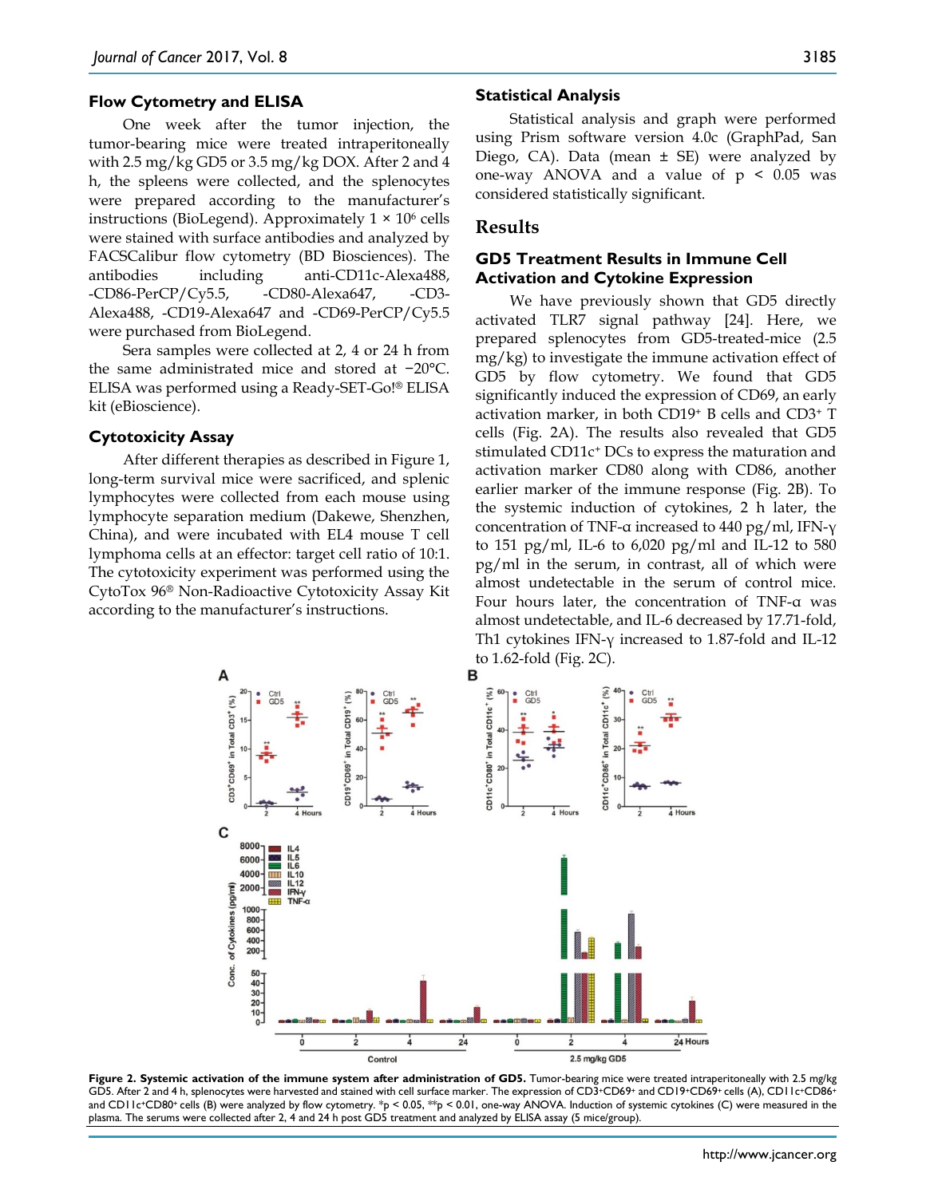### Flow Cytometry and ELISA

One week after the tumor injection, the tumor-bearing mice were treated intraperitoneally with 2.5 mg/kg GD5 or 3.5 mg/kg DOX. After 2 and 4 h, the spleens were collected, and the splenocytes were prepared according to the manufacturer's instructions (BioLegend). Approximately 1 × $10^6$ cells were stained with surface antibodies and analyzed by FACSCalibur flow cytometry (BD Biosciences). The antibodies including anti-CD11c-Alexa488, -CD86-PerCP/Cy5.5, -CD80-Alexa647, -CD3-Alexa488, -CD19-Alexa647 and -CD69-PerCP/Cy5.5 were purchased from BioLegend.

Sera samples were collected at 2, 4 or 24 h from the same administrated mice and stored at −20°C. ELISA was performed using a Ready-SET-Go!® ELISA kit (eBioscience).

### Cytotoxicity Assay

After different therapies as described in Figure 1, long-term survival mice were sacrificed, and splenic lymphocytes were collected from each mouse using lymphocyte separation medium (Dakewe, Shenzhen, China), and were incubated with EL4 mouse T cell lymphoma cells at an effector: target cell ratio of 10:1. The cytotoxicity experiment was performed using the CytoTox 96® Non-Radioactive Cytotoxicity Assay Kit according to the manufacturer's instructions.

### Statistical Analysis

Statistical analysis and graph were performed using Prism software version 4.0c (GraphPad, San Diego, CA). Data (mean ± SE) were analyzed by one-way ANOVA and a value of $p < 0.05$ was considered statistically significant.

## Results

### GD5 Treatment Results in Immune Cell Activation and Cytokine Expression

We have previously shown that GD5 directly activated TLR7 signal pathway [24]. Here, we prepared splenocytes from GD5-treated-mice (2.5 mg/kg) to investigate the immune activation effect of GD5 by flow cytometry. We found that GD5 significantly induced the expression of CD69, an early activation marker, in both CD19⁺ B cells and CD3⁺ T cells (Fig. 2A). The results also revealed that GD5 stimulated CD11c⁺ DCs to express the maturation and activation marker CD80 along with CD86, another earlier marker of the immune response (Fig. 2B). To the systemic induction of cytokines, 2 h later, the concentration of TNF-α increased to 440 pg/ml, IFN-γ to 151 pg/ml, IL-6 to 6,020 pg/ml and IL-12 to 580 pg/ml in the serum, in contrast, all of which were almost undetectable in the serum of control mice. Four hours later, the concentration of TNF-α was almost undetectable, and IL-6 decreased by 17.71-fold, Th1 cytokines IFN-γ increased to 1.87-fold and IL-12 to 1.62-fold (Fig. 2C).

**Figure 2. Systemic activation of the immune system after administration of GD5.** Tumor-bearing mice were treated intraperitoneally with 2.5 mg/kg GD5. After 2 and 4 h, splenocytes were harvested and stained with cell surface marker. The expression of CD3⁺CD69⁺ and CD19⁺CD69⁺ cells (A), CD11c⁺CD86⁺ and CD11c⁺CD80⁺ cells (B) were analyzed by flow cytometry. *$p < 0.05$, **$p < 0.01$, one-way ANOVA. Induction of systemic cytokines (C) were measured in the plasma. The serums were collected after 2, 4 and 24 h post GD5 treatment and analyzed by ELISA assay (5 mice/group).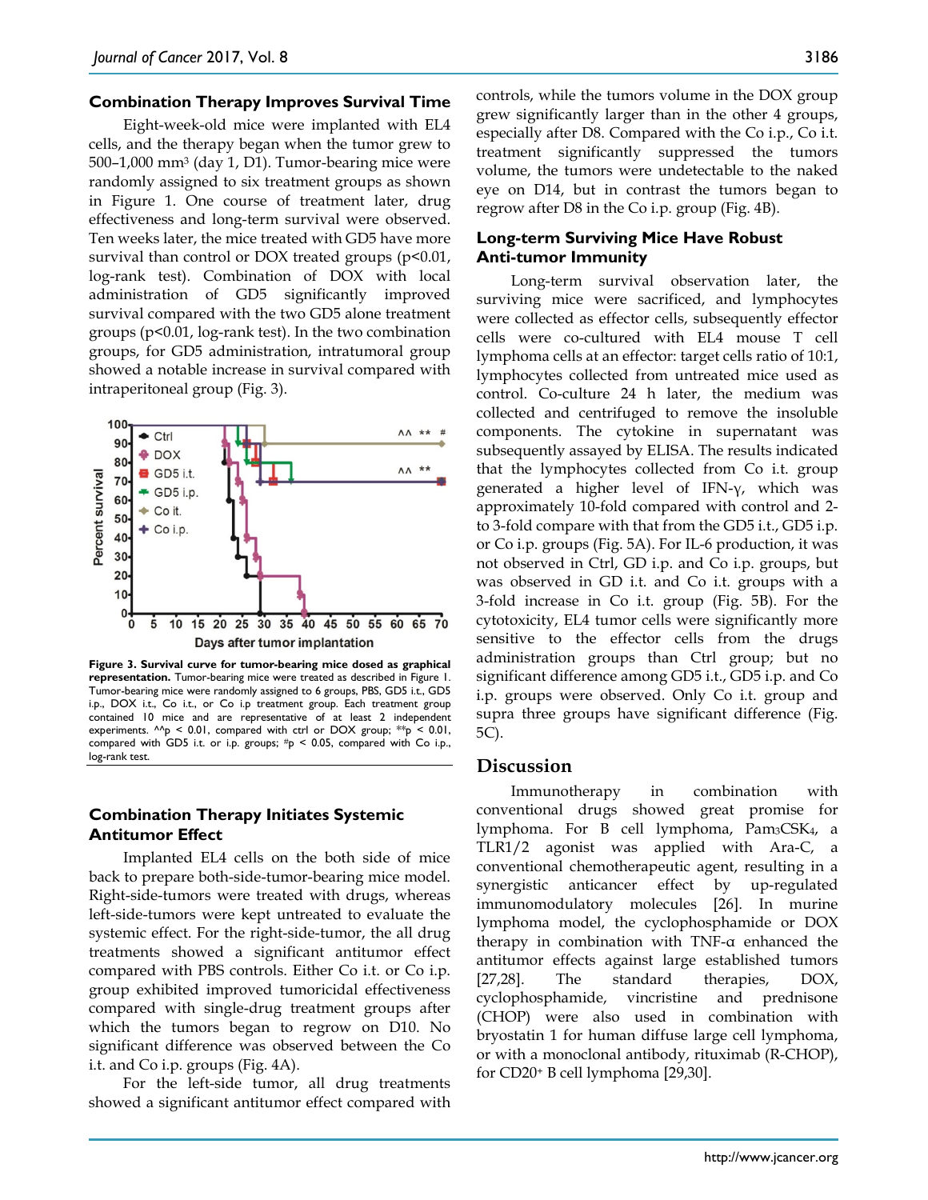### Combination Therapy Improves Survival Time

Eight-week-old mice were implanted with EL4 cells, and the therapy began when the tumor grew to 500–1,000 mm$^3$ (day 1, D1). Tumor-bearing mice were randomly assigned to six treatment groups as shown in Figure 1. One course of treatment later, drug effectiveness and long-term survival were observed. Ten weeks later, the mice treated with GD5 have more survival than control or DOX treated groups ($p<0.01$, log-rank test). Combination of DOX with local administration of GD5 significantly improved survival compared with the two GD5 alone treatment groups ($p<0.01$, log-rank test). In the two combination groups, for GD5 administration, intratumoral group showed a notable increase in survival compared with intraperitoneal group (Fig. 3).

**Figure 3. Survival curve for tumor-bearing mice dosed as graphical representation.** Tumor-bearing mice were treated as described in Figure 1. Tumor-bearing mice were randomly assigned to 6 groups, PBS, GD5 i.t., GD5 i.p., DOX i.t., Co i.t., or Co i.p treatment group. Each treatment group contained 10 mice and are representative of at least 2 independent experiments. ^^p < 0.01, compared with ctrl or DOX group; **p < 0.01, compared with GD5 i.t. or i.p. groups; #p < 0.05, compared with Co i.p., log-rank test.

### Combination Therapy Initiates Systemic Antitumor Effect

Implanted EL4 cells on the both side of mice back to prepare both-side-tumor-bearing mice model. Right-side-tumors were treated with drugs, whereas left-side-tumors were kept untreated to evaluate the systemic effect. For the right-side-tumor, the all drug treatments showed a significant antitumor effect compared with PBS controls. Either Co i.t. or Co i.p. group exhibited improved tumoricidal effectiveness compared with single-drug treatment groups after which the tumors began to regrow on D10. No significant difference was observed between the Co i.t. and Co i.p. groups (Fig. 4A).

For the left-side tumor, all drug treatments showed a significant antitumor effect compared with controls, while the tumors volume in the DOX group grew significantly larger than in the other 4 groups, especially after D8. Compared with the Co i.p., Co i.t. treatment significantly suppressed the tumors volume, the tumors were undetectable to the naked eye on D14, but in contrast the tumors began to regrow after D8 in the Co i.p. group (Fig. 4B).

### Long-term Surviving Mice Have Robust Anti-tumor Immunity

Long-term survival observation later, the surviving mice were sacrificed, and lymphocytes were collected as effector cells, subsequently effector cells were co-cultured with EL4 mouse T cell lymphoma cells at an effector: target cells ratio of 10:1, lymphocytes collected from untreated mice used as control. Co-culture 24 h later, the medium was collected and centrifuged to remove the insoluble components. The cytokine in supernatant was subsequently assayed by ELISA. The results indicated that the lymphocytes collected from Co i.t. group generated a higher level of IFN-γ, which was approximately 10-fold compared with control and 2- to 3-fold compare with that from the GD5 i.t., GD5 i.p. or Co i.p. groups (Fig. 5A). For IL-6 production, it was not observed in Ctrl, GD i.p. and Co i.p. groups, but was observed in GD i.t. and Co i.t. groups with a 3-fold increase in Co i.t. group (Fig. 5B). For the cytotoxicity, EL4 tumor cells were significantly more sensitive to the effector cells from the drugs administration groups than Ctrl group; but no significant difference among GD5 i.t., GD5 i.p. and Co i.p. groups were observed. Only Co i.t. group and supra three groups have significant difference (Fig. 5C).

## Discussion

Immunotherapy in combination with conventional drugs showed great promise for lymphoma. For B cell lymphoma, $Pam_3CSK_4$, a TLR1/2 agonist was applied with Ara-C, a conventional chemotherapeutic agent, resulting in a synergistic anticancer effect by up-regulated immunomodulatory molecules [26]. In murine lymphoma model, the cyclophosphamide or DOX therapy in combination with TNF-α enhanced the antitumor effects against large established tumors [27,28]. The standard therapies, DOX, cyclophosphamide, vincristine and prednisone (CHOP) were also used in combination with bryostatin 1 for human diffuse large cell lymphoma, or with a monoclonal antibody, rituximab (R-CHOP), for $CD20^+$ B cell lymphoma [29,30].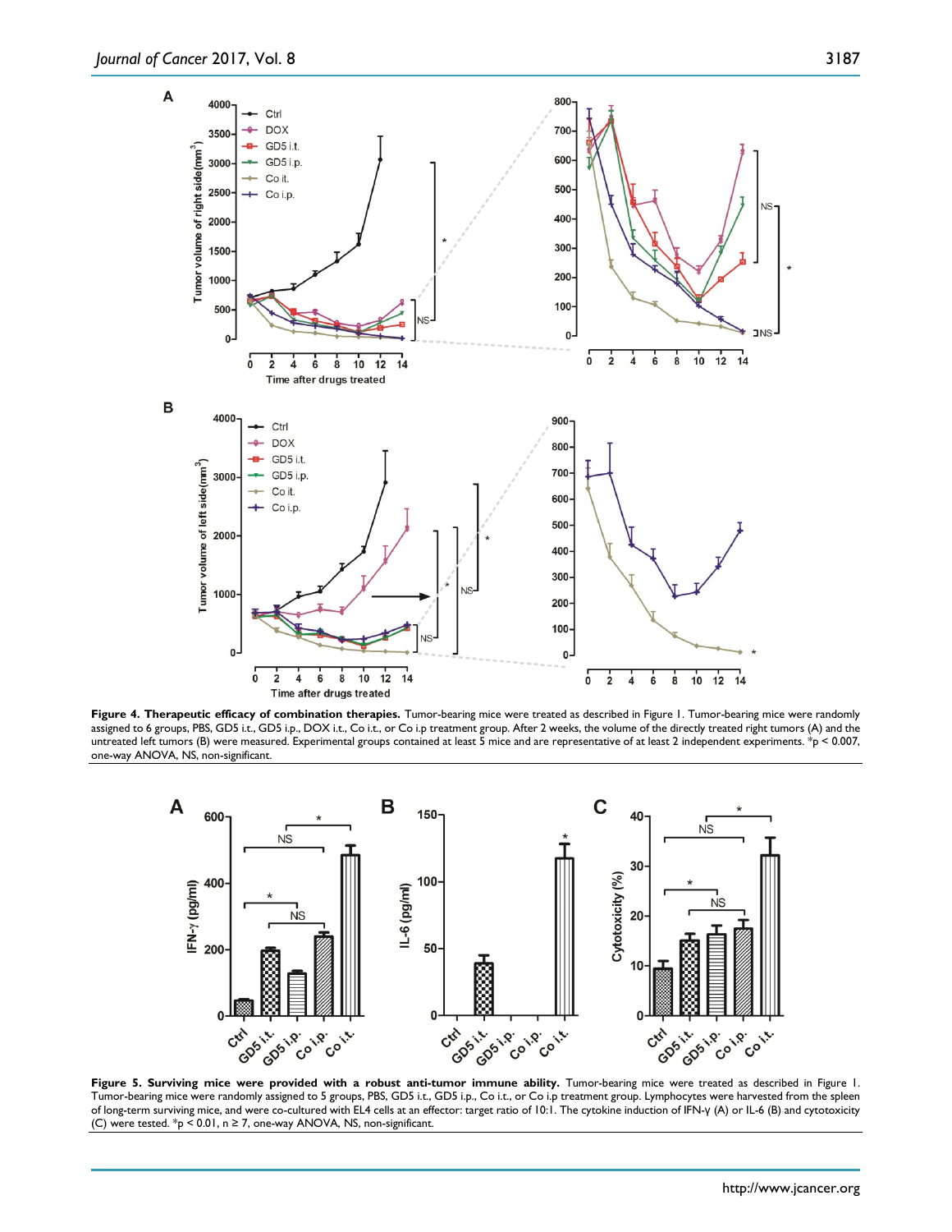**Figure 4. Therapeutic efficacy of combination therapies.** Tumor-bearing mice were treated as described in Figure 1. Tumor-bearing mice were randomly assigned to 6 groups, PBS, GD5 i.t., GD5 i.p., DOX i.t., Co i.t., or Co i.p treatment group. After 2 weeks, the volume of the directly treated right tumors (A) and the untreated left tumors (B) were measured. Experimental groups contained at least 5 mice and are representative of at least 2 independent experiments. *p < 0.007, one-way ANOVA, NS, non-significant.

**Figure 5. Surviving mice were provided with a robust anti-tumor immune ability.** Tumor-bearing mice were treated as described in Figure 1. Tumor-bearing mice were randomly assigned to 5 groups, PBS, GD5 i.t., GD5 i.p., Co i.t., or Co i.p treatment group. Lymphocytes were harvested from the spleen of long-term surviving mice, and were co-cultured with EL4 cells at an effector: target ratio of 10:1. The cytokine induction of IFN-γ (A) or IL-6 (B) and cytotoxicity (C) were tested. *p < 0.01, n ≥ 7, one-way ANOVA, NS, non-significant.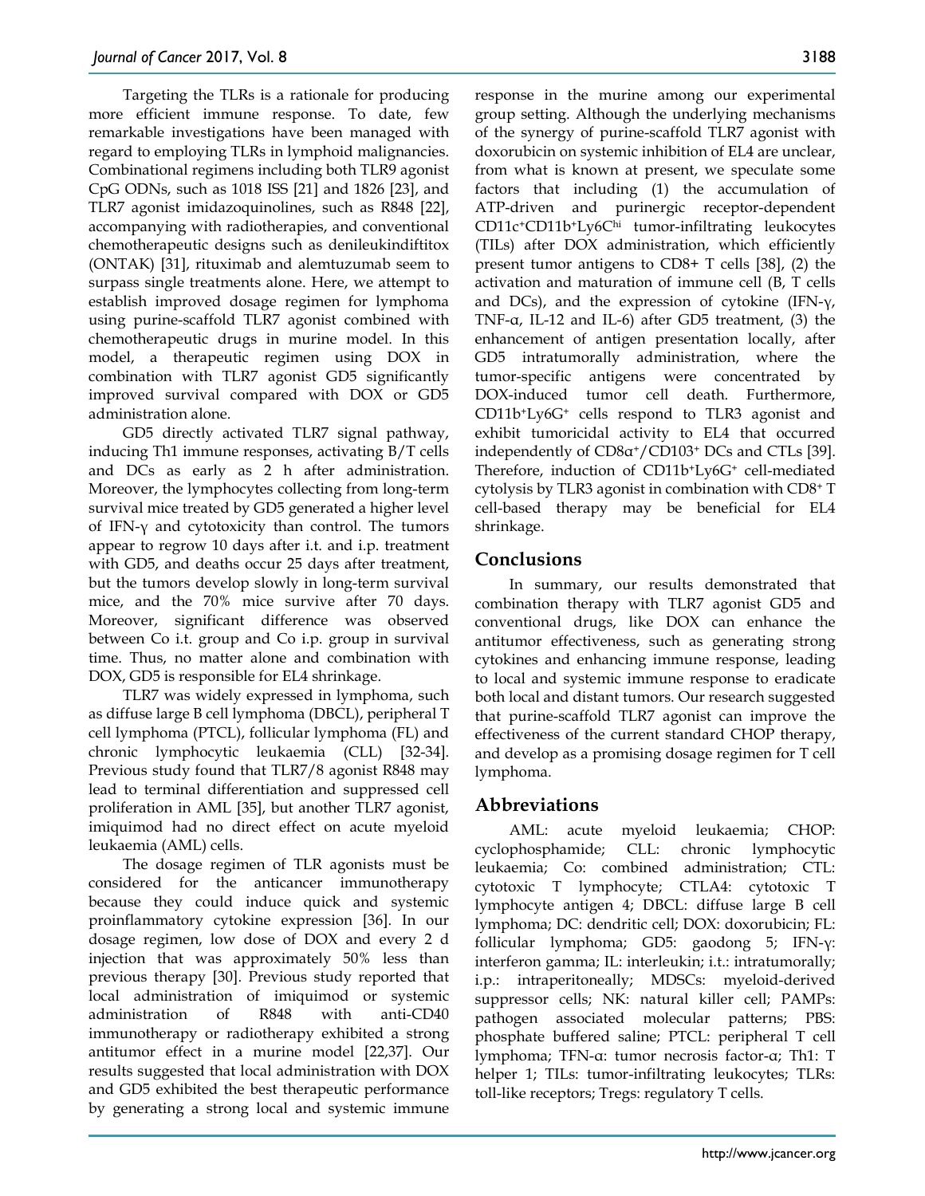Targeting the TLRs is a rationale for producing more efficient immune response. To date, few remarkable investigations have been managed with regard to employing TLRs in lymphoid malignancies. Combinational regimens including both TLR9 agonist CpG ODNs, such as 1018 ISS [21] and 1826 [23], and TLR7 agonist imidazoquinolines, such as R848 [22], accompanying with radiotherapies, and conventional chemotherapeutic designs such as denileukindiftitox (ONTAK) [31], rituximab and alemtuzumab seem to surpass single treatments alone. Here, we attempt to establish improved dosage regimen for lymphoma using purine-scaffold TLR7 agonist combined with chemotherapeutic drugs in murine model. In this model, a therapeutic regimen using DOX in combination with TLR7 agonist GD5 significantly improved survival compared with DOX or GD5 administration alone.

GD5 directly activated TLR7 signal pathway, inducing Th1 immune responses, activating B/T cells and DCs as early as 2 h after administration. Moreover, the lymphocytes collecting from long-term survival mice treated by GD5 generated a higher level of IFN-γ and cytotoxicity than control. The tumors appear to regrow 10 days after i.t. and i.p. treatment with GD5, and deaths occur 25 days after treatment, but the tumors develop slowly in long-term survival mice, and the 70% mice survive after 70 days. Moreover, significant difference was observed between Co i.t. group and Co i.p. group in survival time. Thus, no matter alone and combination with DOX, GD5 is responsible for EL4 shrinkage.

TLR7 was widely expressed in lymphoma, such as diffuse large B cell lymphoma (DBCL), peripheral T cell lymphoma (PTCL), follicular lymphoma (FL) and chronic lymphocytic leukaemia (CLL) [32-34]. Previous study found that TLR7/8 agonist R848 may lead to terminal differentiation and suppressed cell proliferation in AML [35], but another TLR7 agonist, imiquimod had no direct effect on acute myeloid leukaemia (AML) cells.

The dosage regimen of TLR agonists must be considered for the anticancer immunotherapy because they could induce quick and systemic proinflammatory cytokine expression [36]. In our dosage regimen, low dose of DOX and every 2 d injection that was approximately 50% less than previous therapy [30]. Previous study reported that local administration of imiquimod or systemic administration of R848 with anti-CD40 immunotherapy or radiotherapy exhibited a strong antitumor effect in a murine model [22,37]. Our results suggested that local administration with DOX and GD5 exhibited the best therapeutic performance by generating a strong local and systemic immune response in the murine among our experimental group setting. Although the underlying mechanisms of the synergy of purine-scaffold TLR7 agonist with doxorubicin on systemic inhibition of EL4 are unclear, from what is known at present, we speculate some factors that including (1) the accumulation of ATP-driven and purinergic receptor-dependent $CD11c^+CD11b^+Ly6C^{hi}$ tumor-infiltrating leukocytes (TILs) after DOX administration, which efficiently present tumor antigens to CD8+ T cells [38], (2) the activation and maturation of immune cell (B, T cells and DCs), and the expression of cytokine (IFN-γ, TNF-α, IL-12 and IL-6) after GD5 treatment, (3) the enhancement of antigen presentation locally, after GD5 intratumorally administration, where the tumor-specific antigens were concentrated by DOX-induced tumor cell death. Furthermore, $CD11b^+Ly6G^+$ cells respond to TLR3 agonist and exhibit tumoricidal activity to EL4 that occurred independently of $CD8\alpha^+/CD103^+$ DCs and CTLs [39]. Therefore, induction of $CD11b^+Ly6G^+$ cell-mediated cytolysis by TLR3 agonist in combination with $CD8^+$ T cell-based therapy may be beneficial for EL4 shrinkage.

## Conclusions

In summary, our results demonstrated that combination therapy with TLR7 agonist GD5 and conventional drugs, like DOX can enhance the antitumor effectiveness, such as generating strong cytokines and enhancing immune response, leading to local and systemic immune response to eradicate both local and distant tumors. Our research suggested that purine-scaffold TLR7 agonist can improve the effectiveness of the current standard CHOP therapy, and develop as a promising dosage regimen for T cell lymphoma.

## Abbreviations

AML: acute myeloid leukaemia; CHOP: cyclophosphamide; CLL: chronic lymphocytic leukaemia; Co: combined administration; CTL: cytotoxic T lymphocyte; CTLA4: cytotoxic T lymphocyte antigen 4; DBCL: diffuse large B cell lymphoma; DC: dendritic cell; DOX: doxorubicin; FL: follicular lymphoma; GD5: gaodong 5; IFN-γ: interferon gamma; IL: interleukin; i.t.: intratumorally; i.p.: intraperitoneally; MDSCs: myeloid-derived suppressor cells; NK: natural killer cell; PAMPs: pathogen associated molecular patterns; PBS: phosphate buffered saline; PTCL: peripheral T cell lymphoma; TFN-α: tumor necrosis factor-α; Th1: T helper 1; TILs: tumor-infiltrating leukocytes; TLRs: toll-like receptors; Tregs: regulatory T cells.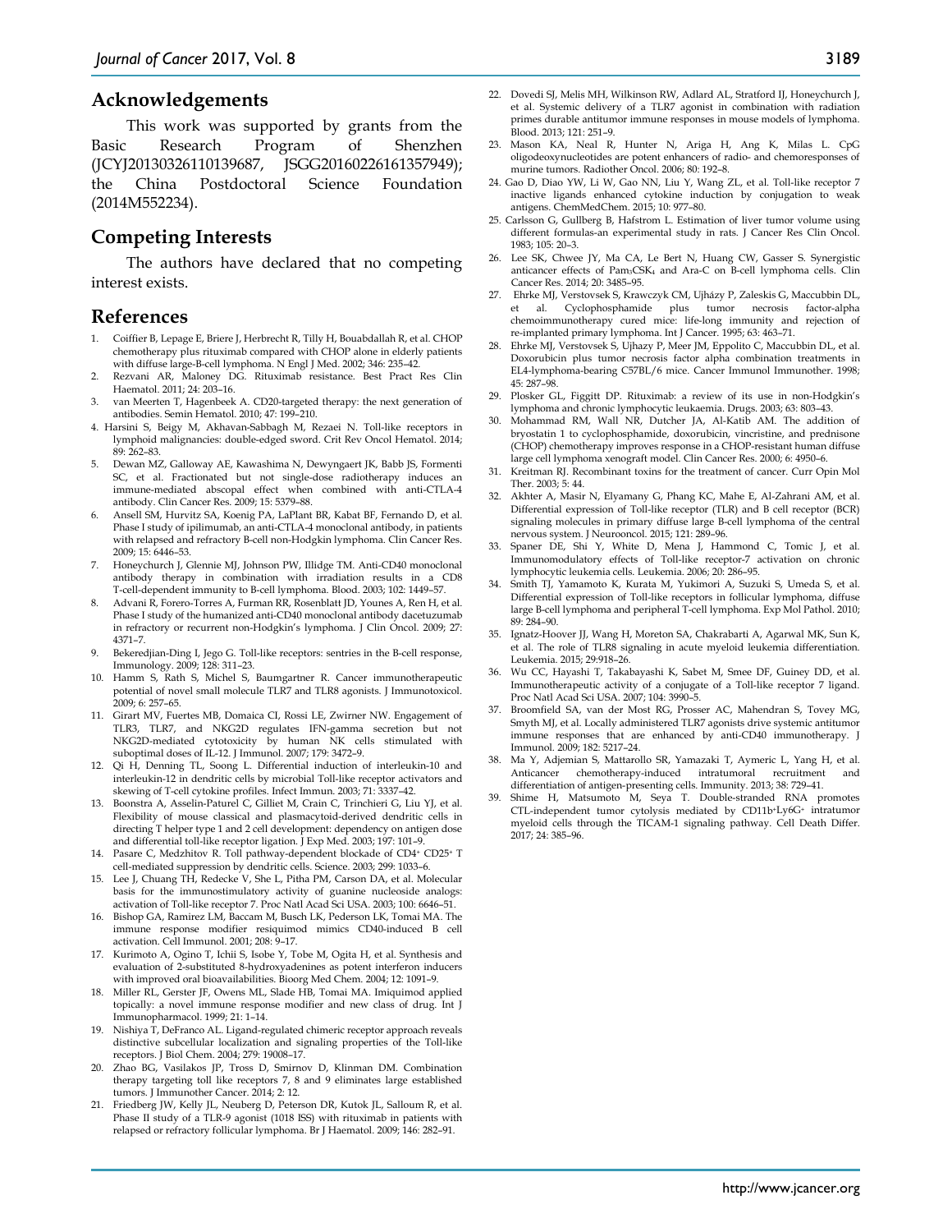## Acknowledgements

This work was supported by grants from the Basic Research Program of Shenzhen (JCYJ20130326110139687, JSGG20160226161357949); the China Postdoctoral Science Foundation (2014M552234).

## Competing Interests

The authors have declared that no competing interest exists.

## References

1. Coiffier B, Lepage E, Briere J, Herbrecht R, Tilly H, Bouabdallah R, et al. CHOP chemotherapy plus rituximab compared with CHOP alone in elderly patients with diffuse large-B-cell lymphoma. N Engl J Med. 2002; 346: 235–42.
2. Rezvani AR, Maloney DG. Rituximab resistance. Best Pract Res Clin Haematol. 2011; 24: 203–16.
3. van Meerten T, Hagenbeek A. CD20-targeted therapy: the next generation of antibodies. Semin Hematol. 2010; 47: 199–210.
4. Harsini S, Beigy M, Akhavan-Sabbagh M, Rezaei N. Toll-like receptors in lymphoid malignancies: double-edged sword. Crit Rev Oncol Hematol. 2014; 89: 262–83.
5. Dewan MZ, Galloway AE, Kawashima N, Dewyngaert JK, Babb JS, Formenti SC, et al. Fractionated but not single-dose radiotherapy induces an immune-mediated abscopal effect when combined with anti-CTLA-4 antibody. Clin Cancer Res. 2009; 15: 5379–88.
6. Ansell SM, Hurvitz SA, Koenig PA, LaPlant BR, Kabat BF, Fernando D, et al. Phase I study of ipilimumab, an anti-CTLA-4 monoclonal antibody, in patients with relapsed and refractory B-cell non-Hodgkin lymphoma. Clin Cancer Res. 2009; 15: 6446–53.
7. Honeychurch J, Glennie MJ, Johnson PW, Illidge TM. Anti-CD40 monoclonal antibody therapy in combination with irradiation results in a CD8 T-cell-dependent immunity to B-cell lymphoma. Blood. 2003; 102: 1449–57.
8. Advani R, Forero-Torres A, Furman RR, Rosenblatt JD, Younes A, Ren H, et al. Phase I study of the humanized anti-CD40 monoclonal antibody dacetuzumab in refractory or recurrent non-Hodgkin's lymphoma. J Clin Oncol. 2009; 27: 4371–7.
9. Bekeredjian-Ding I, Jego G. Toll-like receptors: sentries in the B-cell response, Immunology. 2009; 128: 311–23.
10. Hamm S, Rath S, Michel S, Baumgartner R. Cancer immunotherapeutic potential of novel small molecule TLR7 and TLR8 agonists. J Immunotoxicol. 2009; 6: 257–65.
11. Girart MV, Fuertes MB, Domaica CI, Rossi LE, Zwirner NW. Engagement of TLR3, TLR7, and NKG2D regulates IFN-gamma secretion but not NKG2D-mediated cytotoxicity by human NK cells stimulated with suboptimal doses of IL-12. J Immunol. 2007; 179: 3472–9.
12. Qi H, Denning TL, Soong L. Differential induction of interleukin-10 and interleukin-12 in dendritic cells by microbial Toll-like receptor activators and skewing of T-cell cytokine profiles. Infect Immun. 2003; 71: 3337–42.
13. Boonstra A, Asselin-Paturel C, Gilliet M, Crain C, Trinchieri G, Liu YJ, et al. Flexibility of mouse classical and plasmacytoid-derived dendritic cells in directing T helper type 1 and 2 cell development: dependency on antigen dose and differential toll-like receptor ligation. J Exp Med. 2003; 197: 101–9.
14. Pasare C, Medzhitov R. Toll pathway-dependent blockade of $CD4^+$ $CD25^+$ T cell-mediated suppression by dendritic cells. Science. 2003; 299: 1033–6.
15. Lee J, Chuang TH, Redecke V, She L, Pitha PM, Carson DA, et al. Molecular basis for the immunostimulatory activity of guanine nucleoside analogs: activation of Toll-like receptor 7. Proc Natl Acad Sci USA. 2003; 100: 6646–51.
16. Bishop GA, Ramirez LM, Baccam M, Busch LK, Pederson LK, Tomai MA. The immune response modifier resiquimod mimics CD40-induced B cell activation. Cell Immunol. 2001; 208: 9–17.
17. Kurimoto A, Ogino T, Ichii S, Isobe Y, Tobe M, Ogita H, et al. Synthesis and evaluation of 2-substituted 8-hydroxyadenines as potent interferon inducers with improved oral bioavailabilities. Bioorg Med Chem. 2004; 12: 1091–9.
18. Miller RL, Gerster JF, Owens ML, Slade HB, Tomai MA. Imiquimod applied topically: a novel immune response modifier and new class of drug. Int J Immunopharmacol. 1999; 21: 1–14.
19. Nishiya T, DeFranco AL. Ligand-regulated chimeric receptor approach reveals distinctive subcellular localization and signaling properties of the Toll-like receptors. J Biol Chem. 2004; 279: 19008–17.
20. Zhao BG, Vasilakos JP, Tross D, Smirnov D, Klinman DM. Combination therapy targeting toll like receptors 7, 8 and 9 eliminates large established tumors. J Immunother Cancer. 2014; 2: 12.
21. Friedberg JW, Kelly JL, Neuberg D, Peterson DR, Kutok JL, Salloum R, et al. Phase II study of a TLR-9 agonist (1018 ISS) with rituximab in patients with relapsed or refractory follicular lymphoma. Br J Haematol. 2009; 146: 282–91.
22. Dovedi SJ, Melis MH, Wilkinson RW, Adlard AL, Stratford IJ, Honeychurch J, et al. Systemic delivery of a TLR7 agonist in combination with radiation primes durable antitumor immune responses in mouse models of lymphoma. Blood. 2013; 121: 251–9.
23. Mason KA, Neal R, Hunter N, Ariga H, Ang K, Milas L. CpG oligodeoxynucleotides are potent enhancers of radio- and chemoresponses of murine tumors. Radiother Oncol. 2006; 80: 192–8.
24. Gao D, Diao YW, Li W, Gao NN, Liu Y, Wang ZL, et al. Toll-like receptor 7 inactive ligands enhanced cytokine induction by conjugation to weak antigens. ChemMedChem. 2015; 10: 977–80.
25. Carlsson G, Gullberg B, Hafstrom L. Estimation of liver tumor volume using different formulas-an experimental study in rats. J Cancer Res Clin Oncol. 1983; 105: 20–3.
26. Lee SK, Chwee JY, Ma CA, Le Bert N, Huang CW, Gasser S. Synergistic anticancer effects of $Pam_3CSK_4$ and Ara-C on B-cell lymphoma cells. Clin Cancer Res. 2014; 20: 3485–95.
27. Ehrke MJ, Verstovsek S, Krawczyk CM, Ujházy P, Zaleskis G, Maccubbin DL, et al. Cyclophosphamide plus tumor necrosis factor-alpha chemoimmunotherapy cured mice: life-long immunity and rejection of re-implanted primary lymphoma. Int J Cancer. 1995; 63: 463–71.
28. Ehrke MJ, Verstovsek S, Ujhazy P, Meer JM, Eppolito C, Maccubbin DL, et al. Doxorubicin plus tumor necrosis factor alpha combination treatments in EL4-lymphoma-bearing C57BL/6 mice. Cancer Immunol Immunother. 1998; 45: 287–98.
29. Plosker GL, Figgitt DP. Rituximab: a review of its use in non-Hodgkin's lymphoma and chronic lymphocytic leukaemia. Drugs. 2003; 63: 803–43.
30. Mohammad RM, Wall NR, Dutcher JA, Al-Katib AM. The addition of bryostatin 1 to cyclophosphamide, doxorubicin, vincristine, and prednisone (CHOP) chemotherapy improves response in a CHOP-resistant human diffuse large cell lymphoma xenograft model. Clin Cancer Res. 2000; 6: 4950–6.
31. Kreitman RJ. Recombinant toxins for the treatment of cancer. Curr Opin Mol Ther. 2003; 5: 44.
32. Akhter A, Masir N, Elyamany G, Phang KC, Mahe E, Al-Zahrani AM, et al. Differential expression of Toll-like receptor (TLR) and B cell receptor (BCR) signaling molecules in primary diffuse large B-cell lymphoma of the central nervous system. J Neurooncol. 2015; 121: 289–96.
33. Spaner DE, Shi Y, White D, Mena J, Hammond C, Tomic J, et al. Immunomodulatory effects of Toll-like receptor-7 activation on chronic lymphocytic leukemia cells. Leukemia. 2006; 20: 286–95.
34. Smith TJ, Yamamoto K, Kurata M, Yukimori A, Suzuki S, Umeda S, et al. Differential expression of Toll-like receptors in follicular lymphoma, diffuse large B-cell lymphoma and peripheral T-cell lymphoma. Exp Mol Pathol. 2010; 89: 284–90.
35. Ignatz-Hoover JJ, Wang H, Moreton SA, Chakrabarti A, Agarwal MK, Sun K, et al. The role of TLR8 signaling in acute myeloid leukemia differentiation. Leukemia. 2015; 29:918–26.
36. Wu CC, Hayashi T, Takabayashi K, Sabet M, Smee DF, Guiney DD, et al. Immunotherapeutic activity of a conjugate of a Toll-like receptor 7 ligand. Proc Natl Acad Sci USA. 2007; 104: 3990–5.
37. Broomfield SA, van der Most RG, Prosser AC, Mahendran S, Tovey MG, Smyth MJ, et al. Locally administered TLR7 agonists drive systemic antitumor immune responses that are enhanced by anti-CD40 immunotherapy. J Immunol. 2009; 182: 5217–24.
38. Ma Y, Adjemian S, Mattarollo SR, Yamazaki T, Aymeric L, Yang H, et al. Anticancer chemotherapy-induced intratumoral recruitment and differentiation of antigen-presenting cells. Immunity. 2013; 38: 729–41.
39. Shime H, Matsumoto M, Seya T. Double-stranded RNA promotes CTL-independent tumor cytolysis mediated by $CD11b^+Ly6G^+$ intratumor myeloid cells through the TICAM-1 signaling pathway. Cell Death Differ. 2017; 24: 385–96.